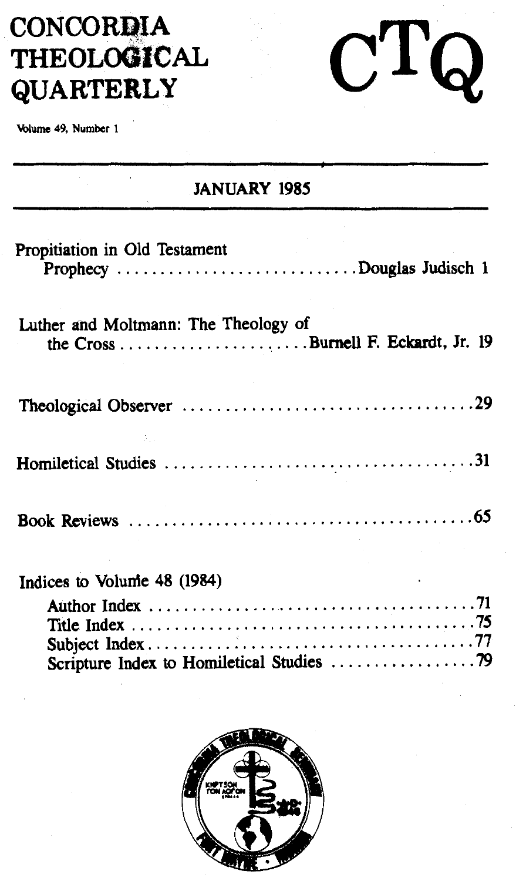# CONCORDIA THEOLOGICAL QUARTERLY

# CTQ

Volume 49, Number 1

## JANUARY 1985

Propitiation in Old Testament Prophecy . . . . . . . . . . . . . . . . . . . . . . . . . . . Douglas Judisch 1

Luther and Moltmann: The Theology of the Cross . . . . . . . . . . . . . . . . . . . . . . Burnell F. Eckardt, Jr. 19

Theological Observer . . . . . . . . . . . . . . . . . . . . . . . . . . . . . . . . . 29

Homiletical Studies . . . . . . . . . . . . . . . . . . . . . . . . . . . . . . . . . 31

Book Reviews . . . . . . . . . . . . . . . . . . . . . . . . . . . . . . . . . 65

Indices to Volume 48 (1984)

- Author Index . . . . . . . . . . . . . . . . . . . . . . . . . . . . . . . . . 71
- Title Index . . . . . . . . . . . . . . . . . . . . . . . . . . . . . . . . . 75
- Subject Index . . . . . . . . . . . . . . . . . . . . . . . . . . . . . . . . . 77
- Scripture Index to Homiletical Studies . . . . . . . . . . . . . . . . . 79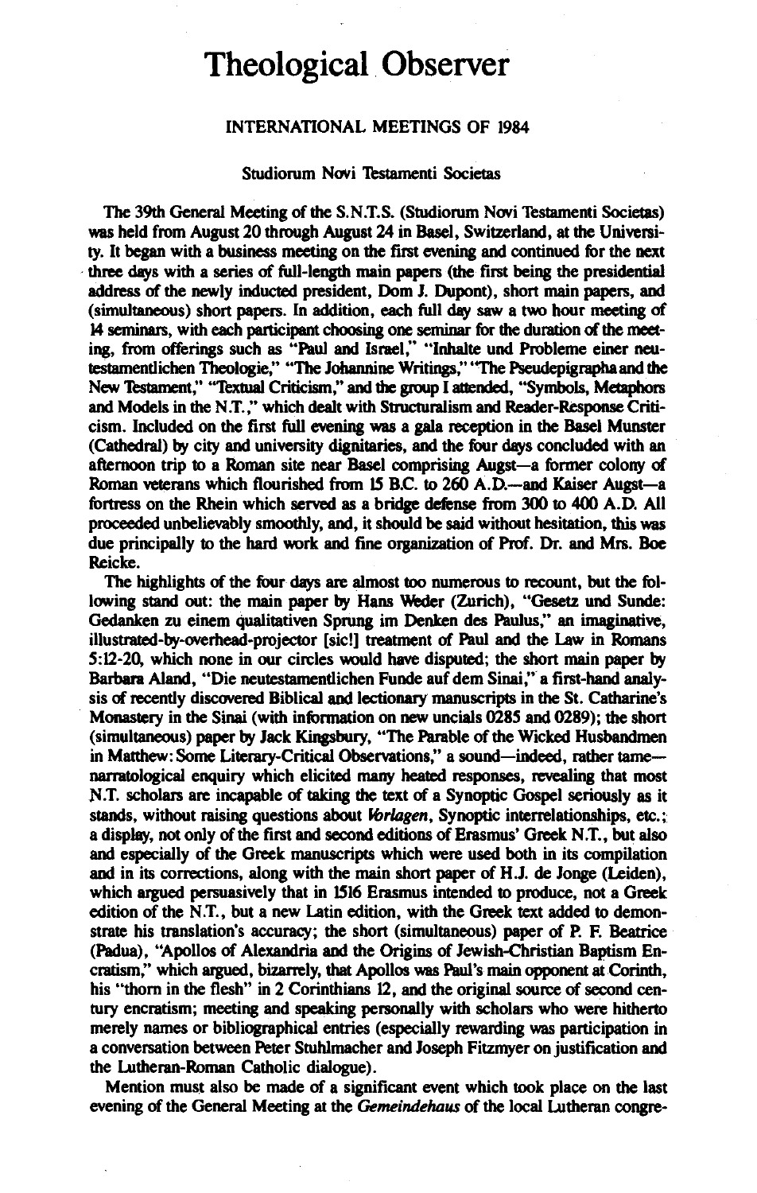# Theological Observer

## INTERNATIONAL MEETINGS OF 1984

### Studiorum Novi Testamenti Societas

The 39th General Meeting of the S.N.T.S. (Studiorum Novi Testamenti Societas) was held from August 20 through August 24 in Basel, Switzerland, at the University. It began with a business meeting on the first evening and continued for the next three days with a series of full-length main papers (the first being the presidential address of the newly inducted president, Dom J. Dupont), short main papers, and (simultaneous) short papers. In addition, each full day saw a two hour meeting of 14 seminars, with each participant choosing one seminar for the duration of the meeting, from offerings such as "Paul and Israel," "Inhalte und Probleme einer neutestamentlichen Theologie," "The Johannine Writings," "The Pseudepigrapha and the New Testament," "Textual Criticism," and the group I attended, "Symbols, Metaphors and Models in the N.T.," which dealt with Structuralism and Reader-Response Criticism. Included on the first full evening was a gala reception in the Basel Munster (Cathedral) by city and university dignitaries, and the four days concluded with an afternoon trip to a Roman site near Basel comprising Augst—a former colony of Roman veterans which flourished from 15 B.C. to 260 A.D.—and Kaiser Augst—a fortress on the Rhein which served as a bridge defense from 300 to 400 A.D. All proceeded unbelievably smoothly, and, it should be said without hesitation, this was due principally to the hard work and fine organization of Prof. Dr. and Mrs. Boe Reicke.

The highlights of the four days are almost too numerous to recount, but the following stand out: the main paper by Hans Weder (Zurich), "Gesetz und Sunde: Gedanken zu einem qualitativen Sprung im Denken des Paulus," an imaginative, illustrated-by-overhead-projector [sic!] treatment of Paul and the Law in Romans 5:12-20, which none in our circles would have disputed; the short main paper by Barbara Aland, "Die neutestamentlichen Funde auf dem Sinai," a first-hand analysis of recently discovered Biblical and lectionary manuscripts in the St. Catharine's Monastery in the Sinai (with information on new uncials 0285 and 0289); the short (simultaneous) paper by Jack Kingsbury, "The Parable of the Wicked Husbandmen in Matthew: Some Literary-Critical Observations," a sound—indeed, rather tame—narratological enquiry which elicited many heated responses, revealing that most N.T. scholars are incapable of taking the text of a Synoptic Gospel seriously as it stands, without raising questions about *Vorlagen*, Synoptic interrelationships, etc.; a display, not only of the first and second editions of Erasmus' Greek N.T., but also and especially of the Greek manuscripts which were used both in its compilation and in its corrections, along with the main short paper of H.J. de Jonge (Leiden), which argued persuasively that in 1516 Erasmus intended to produce, not a Greek edition of the N.T., but a new Latin edition, with the Greek text added to demonstrate his translation's accuracy; the short (simultaneous) paper of P. F. Beatrice (Padua), "Apollos of Alexandria and the Origins of Jewish-Christian Baptism Encratism," which argued, bizarrely, that Apollos was Paul's main opponent at Corinth, his "thorn in the flesh" in 2 Corinthians 12, and the original source of second century encratism; meeting and speaking personally with scholars who were hitherto merely names or bibliographical entries (especially rewarding was participation in a conversation between Peter Stuhlmacher and Joseph Fitzmyer on justification and the Lutheran-Roman Catholic dialogue).

Mention must also be made of a significant event which took place on the last evening of the General Meeting at the *Gemeindehaus* of the local Lutheran congre-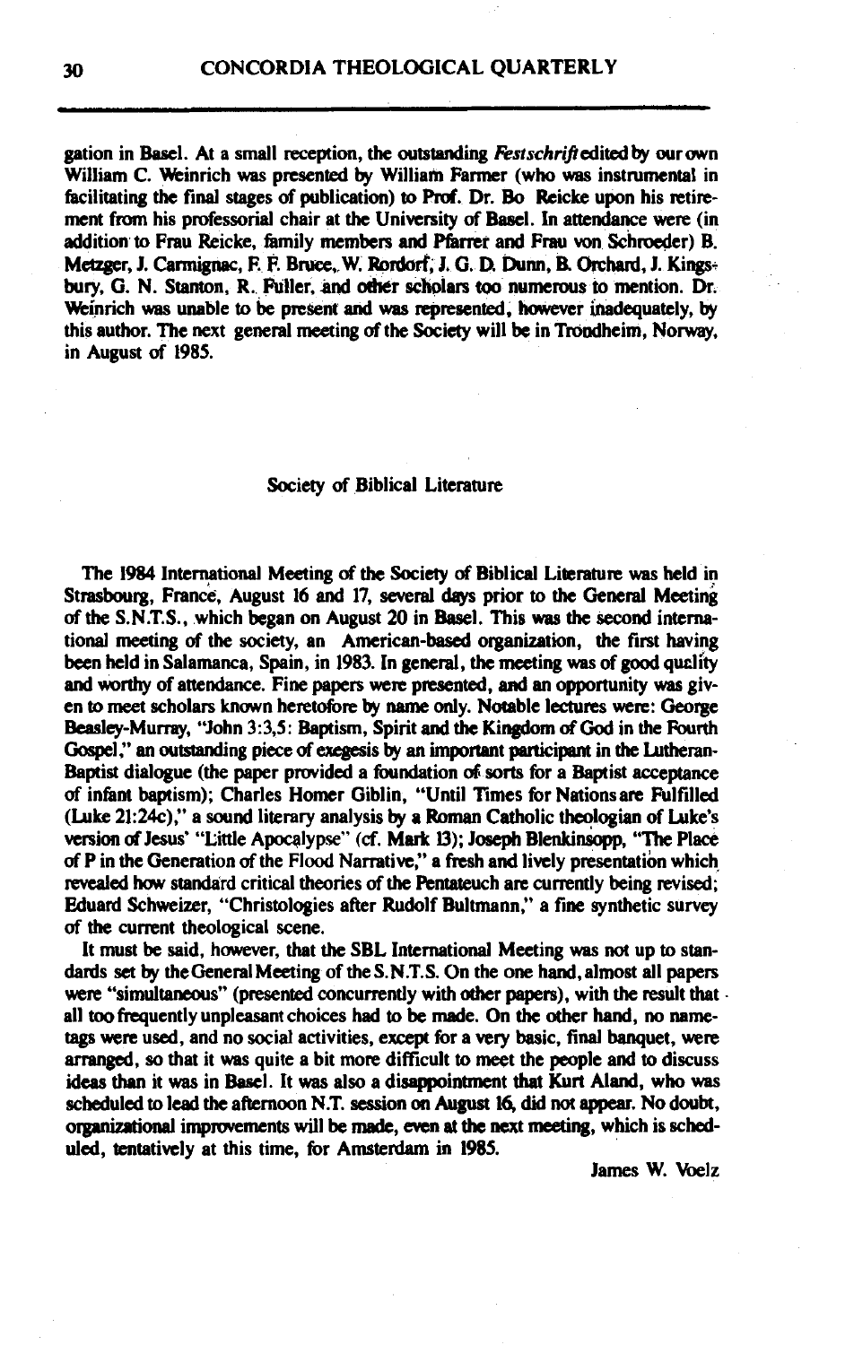gation in Basel. At a small reception, the outstanding *Festschrift* edited by our own William C. Weinrich was presented by William Farmer (who was instrumental in facilitating the final stages of publication) to Prof. Dr. Bo Reicke upon his retirement from his professorial chair at the University of Basel. In attendance were (in addition to Frau Reicke, family members and Pfarrer and Frau von Schroeder) B. Metzger, J. Carmignac, F. F. Bruce, W. Rordorf, J. G. D. Dunn, B. Orchard, J. Kingsbury, G. N. Stanton, R. Fuller, and other scholars too numerous to mention. Dr. Weinrich was unable to be present and was represented, however inadequately, by this author. The next general meeting of the Society will be in Trondheim, Norway, in August of 1985.

## Society of Biblical Literature

The 1984 International Meeting of the Society of Biblical Literature was held in Strasbourg, France, August 16 and 17, several days prior to the General Meeting of the S.N.T.S., which began on August 20 in Basel. This was the second international meeting of the society, an American-based organization, the first having been held in Salamanca, Spain, in 1983. In general, the meeting was of good quality and worthy of attendance. Fine papers were presented, and an opportunity was given to meet scholars known heretofore by name only. Notable lectures were: George Beasley-Murray, "John 3:3,5: Baptism, Spirit and the Kingdom of God in the Fourth Gospel," an outstanding piece of exegesis by an important participant in the Lutheran-Baptist dialogue (the paper provided a foundation of sorts for a Baptist acceptance of infant baptism); Charles Homer Giblin, "Until Times for Nations are Fulfilled (Luke 21:24c)," a sound literary analysis by a Roman Catholic theologian of Luke's version of Jesus' "Little Apocalypse" (cf. Mark 13); Joseph Blenkinsopp, "The Place of P in the Generation of the Flood Narrative," a fresh and lively presentation which revealed how standard critical theories of the Pentateuch are currently being revised; Eduard Schweizer, "Christologies after Rudolf Bultmann," a fine synthetic survey of the current theological scene.

It must be said, however, that the SBL International Meeting was not up to standards set by the General Meeting of the S.N.T.S. On the one hand, almost all papers were "simultaneous" (presented concurrently with other papers), with the result that all too frequently unpleasant choices had to be made. On the other hand, no nametags were used, and no social activities, except for a very basic, final banquet, were arranged, so that it was quite a bit more difficult to meet the people and to discuss ideas than it was in Basel. It was also a disappointment that Kurt Aland, who was scheduled to lead the afternoon N.T. session on August 16, did not appear. No doubt, organizational improvements will be made, even at the next meeting, which is scheduled, tentatively at this time, for Amsterdam in 1985.

James W. Voelz